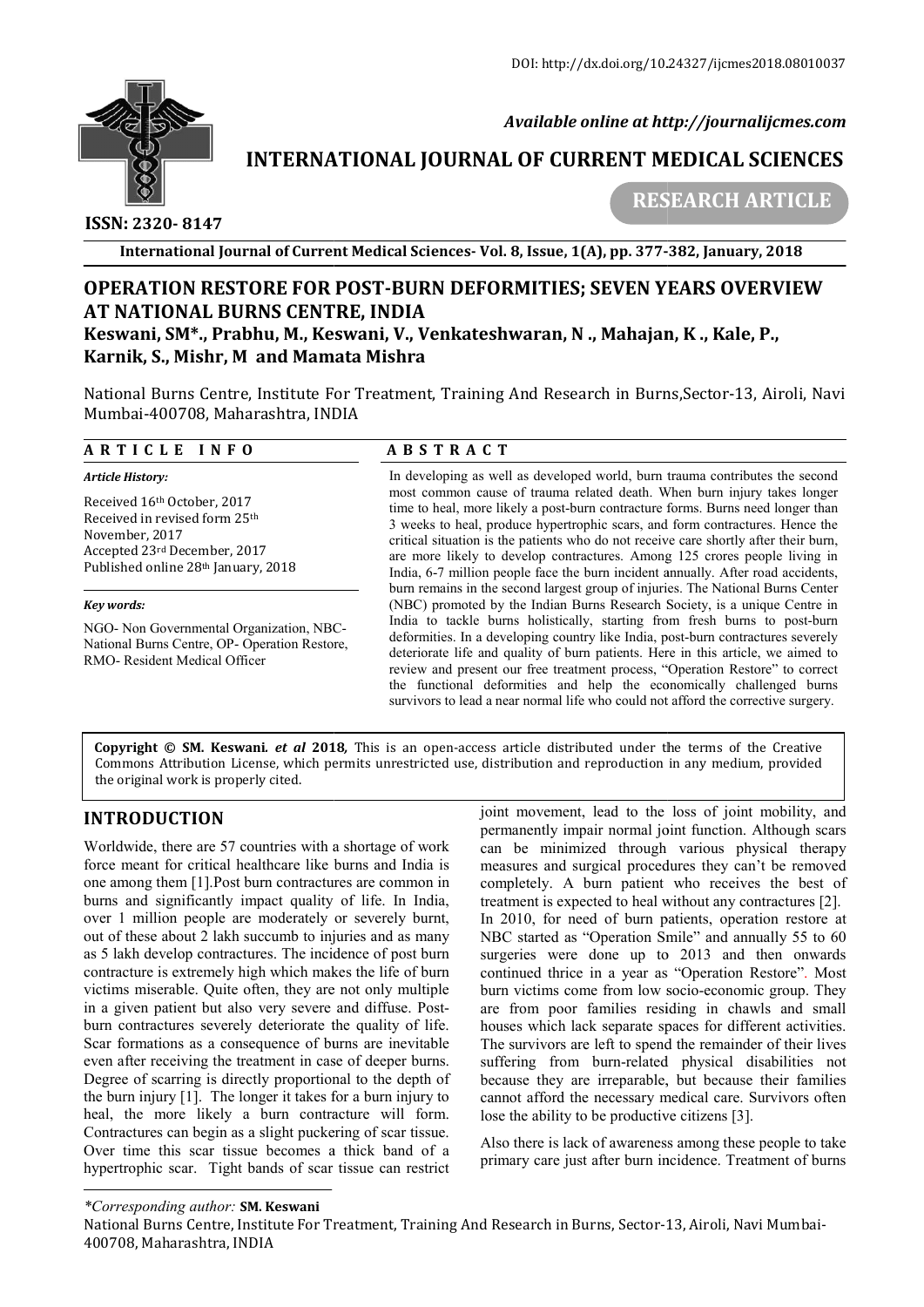DOI: http://dx.doi.org/10.24327/ijcmes2018.08010037

*Available online at http://journalijcmes.com*

**INTERNATIONAL JOURNAL OF CURRENT MEDICAL SCIENCES**

**RESEARCH ARTICLE**

**ISSN: 2320- 8147**

**International Journal of Current Medical Sciences- Vol. 8, Issue, 1(A), pp. 377-382, January, 2018**

# OPERATION RESTORE FOR POST-BURN DEFORMITIES; SEVEN YEARS OVERVIEW AT NATIONAL BURNS CENTRE, INDIA

**Keswani, SM*., Prabhu, M., Keswani, V., Venkateshwaran, N ., Mahajan, K ., Kale, P., Karnik, S., Mishr, M and Mamata Mishra**

National Burns Centre, Institute For Treatment, Training And Research in Burns,Sector-13, Airoli, Navi Mumbai-400708, Maharashtra, INDIA

## ARTICLE INFO

*Article History:*

Received 16th October, 2017
Received in revised form 25th November, 2017
Accepted 23rd December, 2017
Published online 28th January, 2018

*Key words:*

NGO- Non Governmental Organization, NBC- National Burns Centre, OP- Operation Restore, RMO- Resident Medical Officer

## ABSTRACT

In developing as well as developed world, burn trauma contributes the second most common cause of trauma related death. When burn injury takes longer time to heal, more likely a post-burn contracture forms. Burns need longer than 3 weeks to heal, produce hypertrophic scars, and form contractures. Hence the critical situation is the patients who do not receive care shortly after their burn, are more likely to develop contractures. Among 125 crores people living in India, 6-7 million people face the burn incident annually. After road accidents, burn remains in the second largest group of injuries. The National Burns Center (NBC) promoted by the Indian Burns Research Society, is a unique Centre in India to tackle burns holistically, starting from fresh burns to post-burn deformities. In a developing country like India, post-burn contractures severely deteriorate life and quality of burn patients. Here in this article, we aimed to review and present our free treatment process, "Operation Restore" to correct the functional deformities and help the economically challenged burns survivors to lead a near normal life who could not afford the corrective surgery.

**Copyright © SM. Keswani. *et al* 2018,** This is an open-access article distributed under the terms of the Creative Commons Attribution License, which permits unrestricted use, distribution and reproduction in any medium, provided the original work is properly cited.

## INTRODUCTION

Worldwide, there are 57 countries with a shortage of work force meant for critical healthcare like burns and India is one among them [1].Post burn contractures are common in burns and significantly impact quality of life. In India, over 1 million people are moderately or severely burnt, out of these about 2 lakh succumb to injuries and as many as 5 lakh develop contractures. The incidence of post burn contracture is extremely high which makes the life of burn victims miserable. Quite often, they are not only multiple in a given patient but also very severe and diffuse. Post-burn contractures severely deteriorate the quality of life. Scar formations as a consequence of burns are inevitable even after receiving the treatment in case of deeper burns. Degree of scarring is directly proportional to the depth of the burn injury [1]. The longer it takes for a burn injury to heal, the more likely a burn contracture will form. Contractures can begin as a slight puckering of scar tissue. Over time this scar tissue becomes a thick band of a hypertrophic scar. Tight bands of scar tissue can restrict joint movement, lead to the loss of joint mobility, and permanently impair normal joint function. Although scars can be minimized through various physical therapy measures and surgical procedures they can't be removed completely. A burn patient who receives the best of treatment is expected to heal without any contractures [2].

In 2010, for need of burn patients, operation restore at NBC started as "Operation Smile" and annually 55 to 60 surgeries were done up to 2013 and then onwards continued thrice in a year as "Operation Restore". Most burn victims come from low socio-economic group. They are from poor families residing in chawls and small houses which lack separate spaces for different activities. The survivors are left to spend the remainder of their lives suffering from burn-related physical disabilities not because they are irreparable, but because their families cannot afford the necessary medical care. Survivors often lose the ability to be productive citizens [3].

Also there is lack of awareness among these people to take primary care just after burn incidence. Treatment of burns

---

**Corresponding author:* **SM. Keswani**

National Burns Centre, Institute For Treatment, Training And Research in Burns, Sector-13, Airoli, Navi Mumbai-400708, Maharashtra, INDIA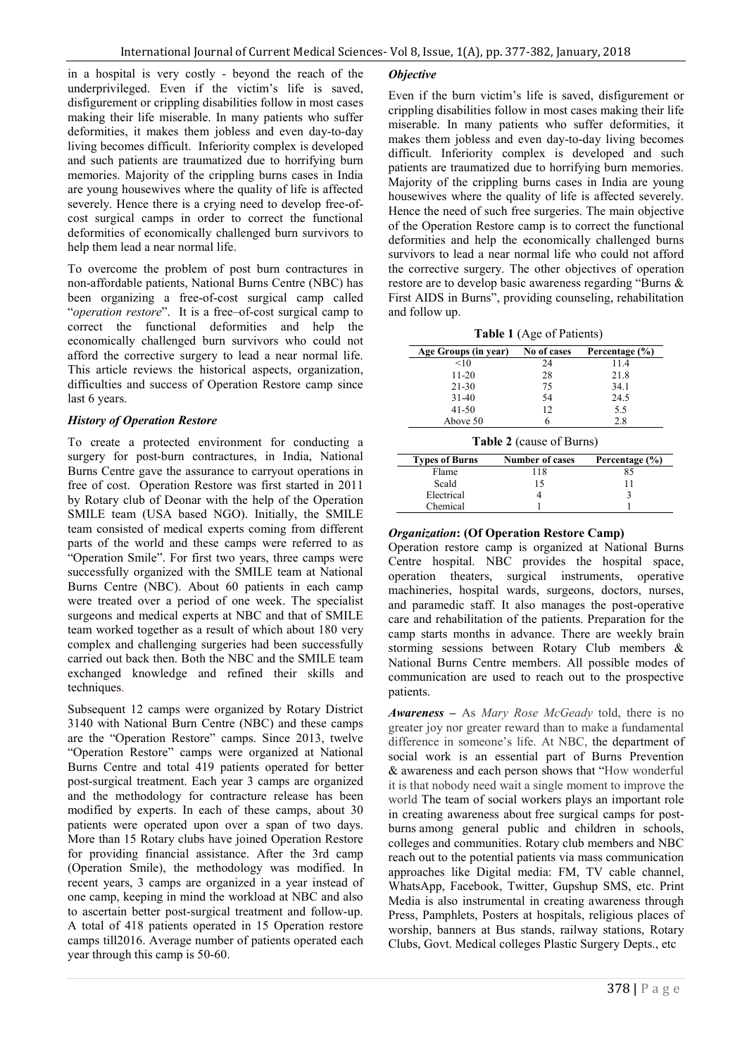in a hospital is very costly - beyond the reach of the underprivileged. Even if the victim's life is saved, disfigurement or crippling disabilities follow in most cases making their life miserable. In many patients who suffer deformities, it makes them jobless and even day-to-day living becomes difficult. Inferiority complex is developed and such patients are traumatized due to horrifying burn memories. Majority of the crippling burns cases in India are young housewives where the quality of life is affected severely. Hence there is a crying need to develop free-of-cost surgical camps in order to correct the functional deformities of economically challenged burn survivors to help them lead a near normal life.

To overcome the problem of post burn contractures in non-affordable patients, National Burns Centre (NBC) has been organizing a free-of-cost surgical camp called "*operation restore*". It is a free–of-cost surgical camp to correct the functional deformities and help the economically challenged burn survivors who could not afford the corrective surgery to lead a near normal life. This article reviews the historical aspects, organization, difficulties and success of Operation Restore camp since last 6 years.

### *History of Operation Restore*

To create a protected environment for conducting a surgery for post-burn contractures, in India, National Burns Centre gave the assurance to carryout operations in free of cost. Operation Restore was first started in 2011 by Rotary club of Deonar with the help of the Operation SMILE team (USA based NGO). Initially, the SMILE team consisted of medical experts coming from different parts of the world and these camps were referred to as "Operation Smile". For first two years, three camps were successfully organized with the SMILE team at National Burns Centre (NBC). About 60 patients in each camp were treated over a period of one week. The specialist surgeons and medical experts at NBC and that of SMILE team worked together as a result of which about 180 very complex and challenging surgeries had been successfully carried out back then. Both the NBC and the SMILE team exchanged knowledge and refined their skills and techniques.

Subsequent 12 camps were organized by Rotary District 3140 with National Burn Centre (NBC) and these camps are the "Operation Restore" camps. Since 2013, twelve "Operation Restore" camps were organized at National Burns Centre and total 419 patients operated for better post-surgical treatment. Each year 3 camps are organized and the methodology for contracture release has been modified by experts. In each of these camps, about 30 patients were operated upon over a span of two days. More than 15 Rotary clubs have joined Operation Restore for providing financial assistance. After the 3rd camp (Operation Smile), the methodology was modified. In recent years, 3 camps are organized in a year instead of one camp, keeping in mind the workload at NBC and also to ascertain better post-surgical treatment and follow-up. A total of 418 patients operated in 15 Operation restore camps till2016. Average number of patients operated each year through this camp is 50-60.

### *Objective*

Even if the burn victim's life is saved, disfigurement or crippling disabilities follow in most cases making their life miserable. In many patients who suffer deformities, it makes them jobless and even day-to-day living becomes difficult. Inferiority complex is developed and such patients are traumatized due to horrifying burn memories. Majority of the crippling burns cases in India are young housewives where the quality of life is affected severely. Hence the need of such free surgeries. The main objective of the Operation Restore camp is to correct the functional deformities and help the economically challenged burns survivors to lead a near normal life who could not afford the corrective surgery. The other objectives of operation restore are to develop basic awareness regarding "Burns & First AIDS in Burns", providing counseling, rehabilitation and follow up.

**Table 1** (Age of Patients)

| Age Groups (in year) | No of cases | Percentage (%) |
|---|---|---|
| <10 | 24 | 11.4 |
| 11-20 | 28 | 21.8 |
| 21-30 | 75 | 34.1 |
| 31-40 | 54 | 24.5 |
| 41-50 | 12 | 5.5 |
| Above 50 | 6 | 2.8 |

**Table 2** (cause of Burns)

| Types of Burns | Number of cases | Percentage (%) |
|---|---|---|
| Flame | 118 | 85 |
| Scald | 15 | 11 |
| Electrical | 4 | 3 |
| Chemical | 1 | 1 |

### *Organization*: (Of Operation Restore Camp)

Operation restore camp is organized at National Burns Centre hospital. NBC provides the hospital space, operation theaters, surgical instruments, operative machineries, hospital wards, surgeons, doctors, nurses, and paramedic staff. It also manages the post-operative care and rehabilitation of the patients. Preparation for the camp starts months in advance. There are weekly brain storming sessions between Rotary Club members & National Burns Centre members. All possible modes of communication are used to reach out to the prospective patients.

***Awareness –*** As *Mary Rose McGeady* told, there is no greater joy nor greater reward than to make a fundamental difference in someone's life. At NBC, the department of social work is an essential part of Burns Prevention & awareness and each person shows that "How wonderful it is that nobody need wait a single moment to improve the world The team of social workers plays an important role in creating awareness about free surgical camps for post-burns among general public and children in schools, colleges and communities. Rotary club members and NBC reach out to the potential patients via mass communication approaches like Digital media: FM, TV cable channel, WhatsApp, Facebook, Twitter, Gupshup SMS, etc. Print Media is also instrumental in creating awareness through Press, Pamphlets, Posters at hospitals, religious places of worship, banners at Bus stands, railway stations, Rotary Clubs, Govt. Medical colleges Plastic Surgery Depts., etc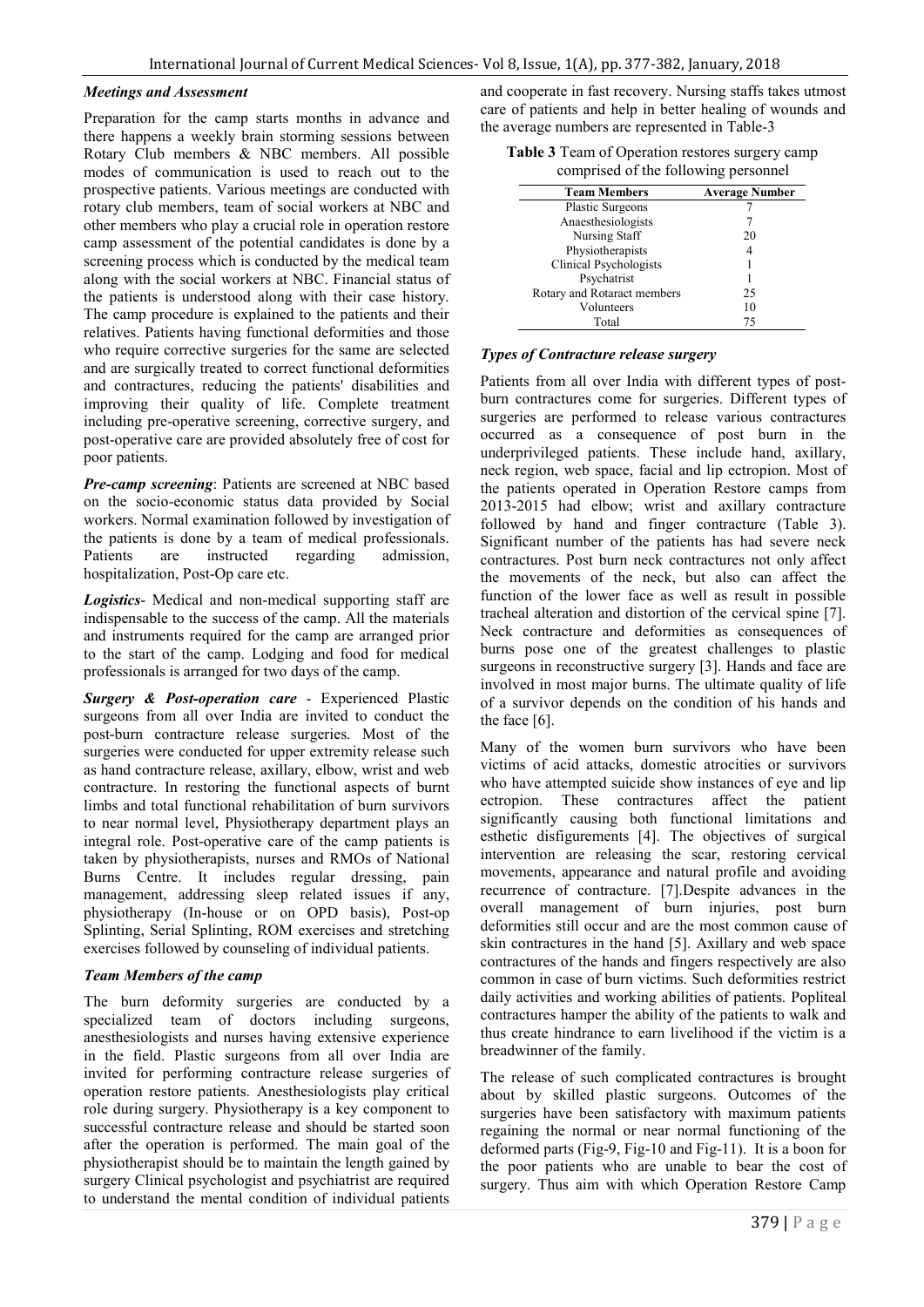### *Meetings and Assessment*

Preparation for the camp starts months in advance and there happens a weekly brain storming sessions between Rotary Club members & NBC members. All possible modes of communication is used to reach out to the prospective patients. Various meetings are conducted with rotary club members, team of social workers at NBC and other members who play a crucial role in operation restore camp assessment of the potential candidates is done by a screening process which is conducted by the medical team along with the social workers at NBC. Financial status of the patients is understood along with their case history. The camp procedure is explained to the patients and their relatives. Patients having functional deformities and those who require corrective surgeries for the same are selected and are surgically treated to correct functional deformities and contractures, reducing the patients' disabilities and improving their quality of life. Complete treatment including pre-operative screening, corrective surgery, and post-operative care are provided absolutely free of cost for poor patients.

***Pre-camp screening***: Patients are screened at NBC based on the socio-economic status data provided by Social workers. Normal examination followed by investigation of the patients is done by a team of medical professionals. Patients are instructed regarding admission, hospitalization, Post-Op care etc.

***Logistics***- Medical and non-medical supporting staff are indispensable to the success of the camp. All the materials and instruments required for the camp are arranged prior to the start of the camp. Lodging and food for medical professionals is arranged for two days of the camp.

***Surgery & Post-operation care*** - Experienced Plastic surgeons from all over India are invited to conduct the post-burn contracture release surgeries. Most of the surgeries were conducted for upper extremity release such as hand contracture release, axillary, elbow, wrist and web contracture. In restoring the functional aspects of burnt limbs and total functional rehabilitation of burn survivors to near normal level, Physiotherapy department plays an integral role. Post-operative care of the camp patients is taken by physiotherapists, nurses and RMOs of National Burns Centre. It includes regular dressing, pain management, addressing sleep related issues if any, physiotherapy (In-house or on OPD basis), Post-op Splinting, Serial Splinting, ROM exercises and stretching exercises followed by counseling of individual patients.

### *Team Members of the camp*

The burn deformity surgeries are conducted by a specialized team of doctors including surgeons, anesthesiologists and nurses having extensive experience in the field. Plastic surgeons from all over India are invited for performing contracture release surgeries of operation restore patients. Anesthesiologists play critical role during surgery. Physiotherapy is a key component to successful contracture release and should be started soon after the operation is performed. The main goal of the physiotherapist should be to maintain the length gained by surgery Clinical psychologist and psychiatrist are required to understand the mental condition of individual patients and cooperate in fast recovery. Nursing staffs takes utmost care of patients and help in better healing of wounds and the average numbers are represented in Table-3

**Table 3** Team of Operation restores surgery camp comprised of the following personnel

| Team Members | Average Number |
|---|---|
| Plastic Surgeons | 7 |
| Anaesthesiologists | 7 |
| Nursing Staff | 20 |
| Physiotherapists | 4 |
| Clinical Psychologists | 1 |
| Psychatrist | 1 |
| Rotary and Rotaract members | 25 |
| Volunteers | 10 |
| Total | 75 |

### *Types of Contracture release surgery*

Patients from all over India with different types of post-burn contractures come for surgeries. Different types of surgeries are performed to release various contractures occurred as a consequence of post burn in the underprivileged patients. These include hand, axillary, neck region, web space, facial and lip ectropion. Most of the patients operated in Operation Restore camps from 2013-2015 had elbow; wrist and axillary contracture followed by hand and finger contracture (Table 3). Significant number of the patients has had severe neck contractures. Post burn neck contractures not only affect the movements of the neck, but also can affect the function of the lower face as well as result in possible tracheal alteration and distortion of the cervical spine [7]. Neck contracture and deformities as consequences of burns pose one of the greatest challenges to plastic surgeons in reconstructive surgery [3]. Hands and face are involved in most major burns. The ultimate quality of life of a survivor depends on the condition of his hands and the face [6].

Many of the women burn survivors who have been victims of acid attacks, domestic atrocities or survivors who have attempted suicide show instances of eye and lip ectropion. These contractures affect the patient significantly causing both functional limitations and esthetic disfigurements [4]. The objectives of surgical intervention are releasing the scar, restoring cervical movements, appearance and natural profile and avoiding recurrence of contracture. [7].Despite advances in the overall management of burn injuries, post burn deformities still occur and are the most common cause of skin contractures in the hand [5]. Axillary and web space contractures of the hands and fingers respectively are also common in case of burn victims. Such deformities restrict daily activities and working abilities of patients. Popliteal contractures hamper the ability of the patients to walk and thus create hindrance to earn livelihood if the victim is a breadwinner of the family.

The release of such complicated contractures is brought about by skilled plastic surgeons. Outcomes of the surgeries have been satisfactory with maximum patients regaining the normal or near normal functioning of the deformed parts (Fig-9, Fig-10 and Fig-11). It is a boon for the poor patients who are unable to bear the cost of surgery. Thus aim with which Operation Restore Camp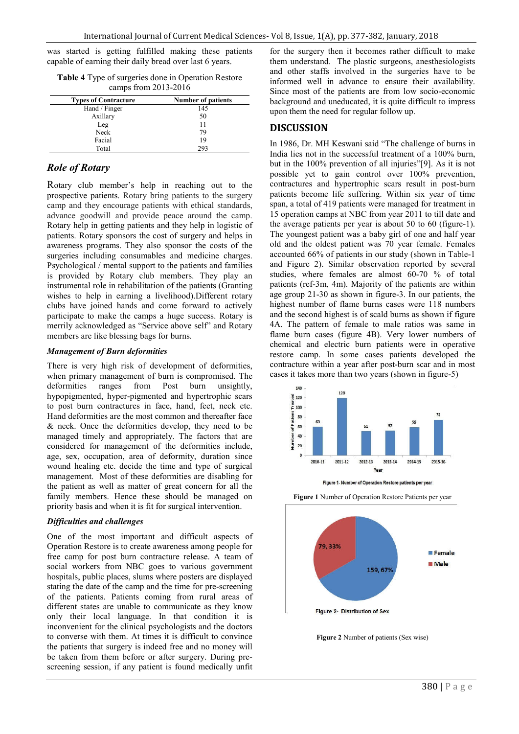was started is getting fulfilled making these patients capable of earning their daily bread over last 6 years.

**Table 4** Type of surgeries done in Operation Restore camps from 2013-2016

| Types of Contracture | Number of patients |
|---|---|
| Hand / Finger | 145 |
| Axillary | 50 |
| Leg | 11 |
| Neck | 79 |
| Facial | 19 |
| Total | 293 |

## *Role of Rotary*

Rotary club member's help in reaching out to the prospective patients. Rotary bring patients to the surgery camp and they encourage patients with ethical standards, advance goodwill and provide peace around the camp. Rotary help in getting patients and they help in logistic of patients. Rotary sponsors the cost of surgery and helps in awareness programs. They also sponsor the costs of the surgeries including consumables and medicine charges. Psychological / mental support to the patients and families is provided by Rotary club members. They play an instrumental role in rehabilitation of the patients (Granting wishes to help in earning a livelihood).Different rotary clubs have joined hands and come forward to actively participate to make the camps a huge success. Rotary is merrily acknowledged as "Service above self" and Rotary members are like blessing bags for burns.

### *Management of Burn deformities*

There is very high risk of development of deformities, when primary management of burn is compromised. The deformities ranges from Post burn unsightly, hypopigmented, hyper-pigmented and hypertrophic scars to post burn contractures in face, hand, feet, neck etc. Hand deformities are the most common and thereafter face & neck. Once the deformities develop, they need to be managed timely and appropriately. The factors that are considered for management of the deformities include, age, sex, occupation, area of deformity, duration since wound healing etc. decide the time and type of surgical management. Most of these deformities are disabling for the patient as well as matter of great concern for all the family members. Hence these should be managed on priority basis and when it is fit for surgical intervention.

### *Difficulties and challenges*

One of the most important and difficult aspects of Operation Restore is to create awareness among people for free camp for post burn contracture release. A team of social workers from NBC goes to various government hospitals, public places, slums where posters are displayed stating the date of the camp and the time for pre-screening of the patients. Patients coming from rural areas of different states are unable to communicate as they know only their local language. In that condition it is inconvenient for the clinical psychologists and the doctors to converse with them. At times it is difficult to convince the patients that surgery is indeed free and no money will be taken from them before or after surgery. During pre-screening session, if any patient is found medically unfit for the surgery then it becomes rather difficult to make them understand. The plastic surgeons, anesthesiologists and other staffs involved in the surgeries have to be informed well in advance to ensure their availability. Since most of the patients are from low socio-economic background and uneducated, it is quite difficult to impress upon them the need for regular follow up.

## DISCUSSION

In 1986, Dr. MH Keswani said "The challenge of burns in India lies not in the successful treatment of a 100% burn, but in the 100% prevention of all injuries"[9]. As it is not possible yet to gain control over 100% prevention, contractures and hypertrophic scars result in post-burn patients become life suffering. Within six year of time span, a total of 419 patients were managed for treatment in 15 operation camps at NBC from year 2011 to till date and the average patients per year is about 50 to 60 (figure-1). The youngest patient was a baby girl of one and half year old and the oldest patient was 70 year female. Females accounted 66% of patients in our study (shown in Table-1 and Figure 2). Similar observation reported by several studies, where females are almost 60-70 % of total patients (ref-3m, 4m). Majority of the patients are within age group 21-30 as shown in figure-3. In our patients, the highest number of flame burns cases were 118 numbers and the second highest is of scald burns as shown if figure 4A. The pattern of female to male ratios was same in flame burn cases (figure 4B). Very lower numbers of chemical and electric burn patients were in operative restore camp. In some cases patients developed the contracture within a year after post-burn scar and in most cases it takes more than two years (shown in figure-5)

**Figure 1** Number of Operation Restore Patients per year

**Figure 2** Number of patients (Sex wise)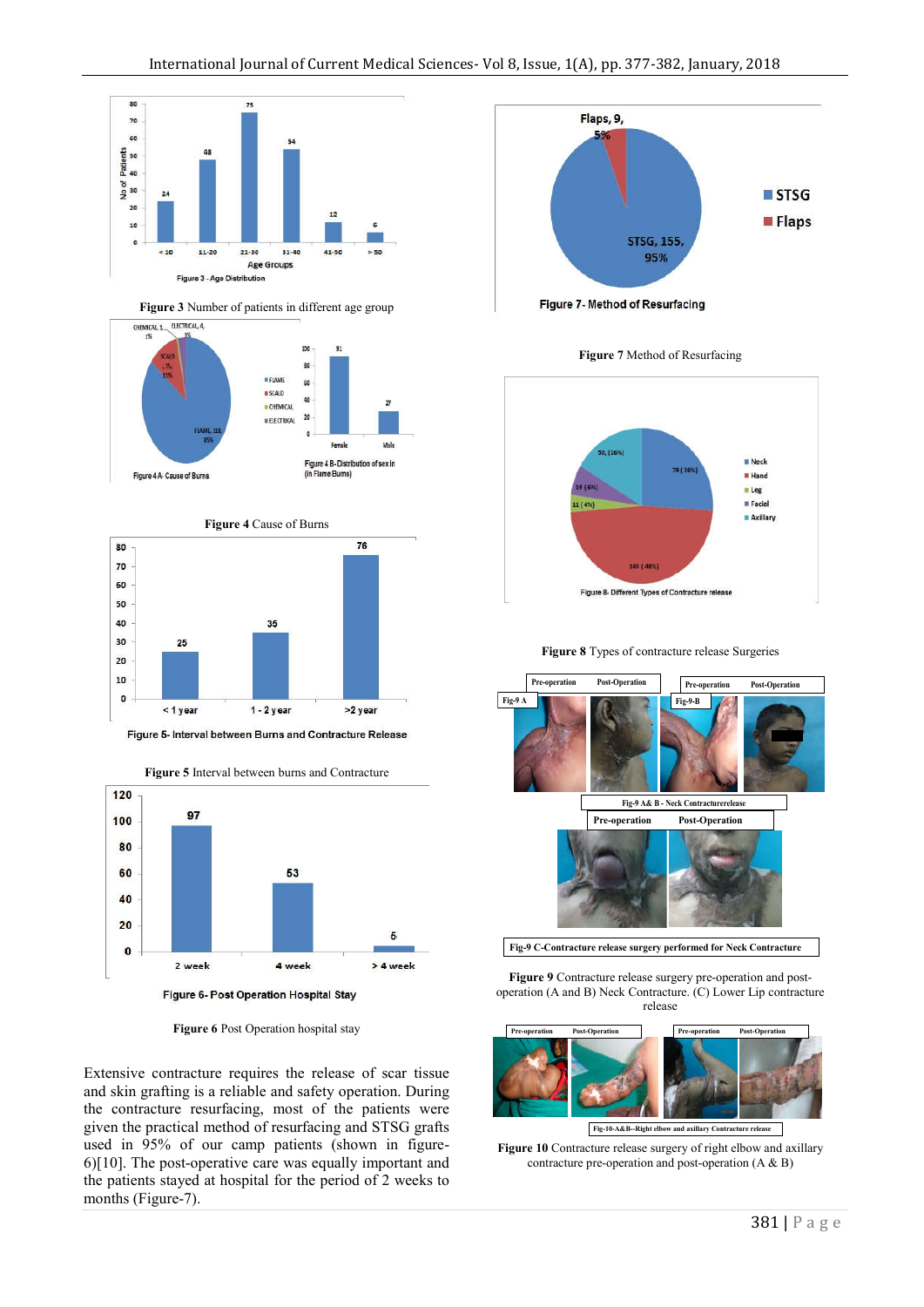**Figure 3** Number of patients in different age group

**Figure 4** Cause of Burns

**Figure 5** Interval between burns and Contracture

**Figure 6** Post Operation hospital stay

Extensive contracture requires the release of scar tissue and skin grafting is a reliable and safety operation. During the contracture resurfacing, most of the patients were given the practical method of resurfacing and STSG grafts used in 95% of our camp patients (shown in figure-6)[10]. The post-operative care was equally important and the patients stayed at hospital for the period of 2 weeks to months (Figure-7).

**Figure 7** Method of Resurfacing

**Figure 8** Types of contracture release Surgeries

**Figure 9** Contracture release surgery pre-operation and post-operation (A and B) Neck Contracture. (C) Lower Lip contracture release

**Figure 10** Contracture release surgery of right elbow and axillary contracture pre-operation and post-operation (A & B)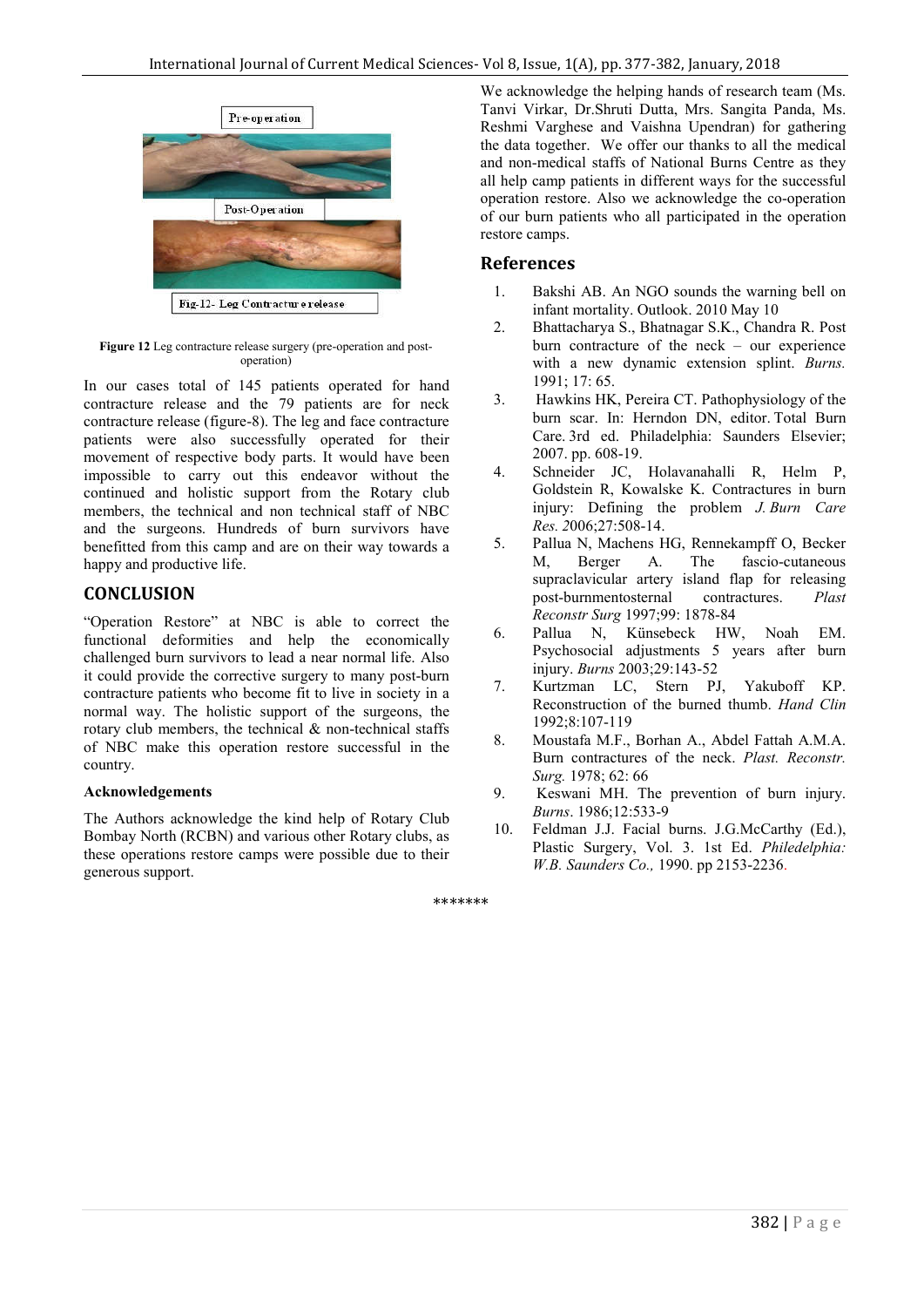Figure 12 Leg contracture release surgery (pre-operation and post-operation)

In our cases total of 145 patients operated for hand contracture release and the 79 patients are for neck contracture release (figure-8). The leg and face contracture patients were also successfully operated for their movement of respective body parts. It would have been impossible to carry out this endeavor without the continued and holistic support from the Rotary club members, the technical and non technical staff of NBC and the surgeons. Hundreds of burn survivors have benefitted from this camp and are on their way towards a happy and productive life.

## CONCLUSION

"Operation Restore" at NBC is able to correct the functional deformities and help the economically challenged burn survivors to lead a near normal life. Also it could provide the corrective surgery to many post-burn contracture patients who become fit to live in society in a normal way. The holistic support of the surgeons, the rotary club members, the technical & non-technical staffs of NBC make this operation restore successful in the country.

### Acknowledgements

The Authors acknowledge the kind help of Rotary Club Bombay North (RCBN) and various other Rotary clubs, as these operations restore camps were possible due to their generous support.

We acknowledge the helping hands of research team (Ms. Tanvi Virkar, Dr.Shruti Dutta, Mrs. Sangita Panda, Ms. Reshmi Varghese and Vaishna Upendran) for gathering the data together. We offer our thanks to all the medical and non-medical staffs of National Burns Centre as they all help camp patients in different ways for the successful operation restore. Also we acknowledge the co-operation of our burn patients who all participated in the operation restore camps.

## References

1. Bakshi AB. An NGO sounds the warning bell on infant mortality. Outlook. 2010 May 10
2. Bhattacharya S., Bhatnagar S.K., Chandra R. Post burn contracture of the neck – our experience with a new dynamic extension splint. *Burns.* 1991; 17: 65.
3. Hawkins HK, Pereira CT. Pathophysiology of the burn scar. In: Herndon DN, editor. Total Burn Care. 3rd ed. Philadelphia: Saunders Elsevier; 2007. pp. 608-19.
4. Schneider JC, Holavanahalli R, Helm P, Goldstein R, Kowalske K. Contractures in burn injury: Defining the problem *J. Burn Care Res. 2*006;27:508-14.
5. Pallua N, Machens HG, Rennekampff O, Becker M, Berger A. The fascio-cutaneous supraclavicular artery island flap for releasing post-burnmentosternal contractures. *Plast Reconstr Surg* 1997;99: 1878-84
6. Pallua N, Künsebeck HW, Noah EM. Psychosocial adjustments 5 years after burn injury. *Burns* 2003;29:143-52
7. Kurtzman LC, Stern PJ, Yakuboff KP. Reconstruction of the burned thumb. *Hand Clin* 1992;8:107-119
8. Moustafa M.F., Borhan A., Abdel Fattah A.M.A. Burn contractures of the neck. *Plast. Reconstr. Surg.* 1978; 62: 66
9. Keswani MH. The prevention of burn injury. *Burns*. 1986;12:533-9
10. Feldman J.J. Facial burns. J.G.McCarthy (Ed.), Plastic Surgery, Vol. 3. 1st Ed. *Philedelphia: W.B. Saunders Co.,* 1990. pp 2153-2236.

*******